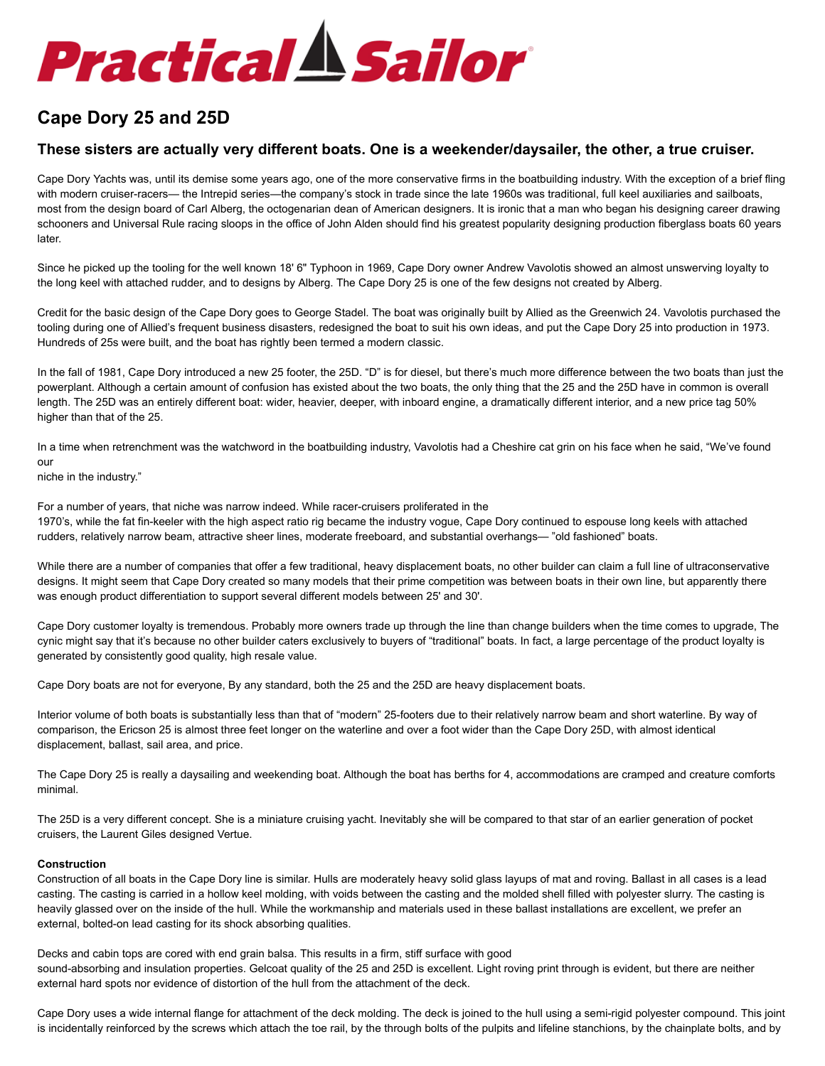# Cape Dory 25 and 25D

## These sisters are actually very different boats. One is a weekender/daysailer, the other, a true cruiser.

Cape Dory Yachts was, until its demise some years ago, one of the more conservative firms in the boatbuilding industry. With the exception of a brief fling with modern cruiser-racers— the Intrepid series—the company's stock in trade since the late 1960s was traditional, full keel auxiliaries and sailboats, most from the design board of Carl Alberg, the octogenarian dean of American designers. It is ironic that a man who began his designing career drawing schooners and Universal Rule racing sloops in the office of John Alden should find his greatest popularity designing production fiberglass boats 60 years later.

Since he picked up the tooling for the well known 18' 6" Typhoon in 1969, Cape Dory owner Andrew Vavolotis showed an almost unswerving loyalty to the long keel with attached rudder, and to designs by Alberg. The Cape Dory 25 is one of the few designs not created by Alberg.

Credit for the basic design of the Cape Dory goes to George Stadel. The boat was originally built by Allied as the Greenwich 24. Vavolotis purchased the tooling during one of Allied's frequent business disasters, redesigned the boat to suit his own ideas, and put the Cape Dory 25 into production in 1973. Hundreds of 25s were built, and the boat has rightly been termed a modern classic.

In the fall of 1981, Cape Dory introduced a new 25 footer, the 25D. "D" is for diesel, but there's much more difference between the two boats than just the powerplant. Although a certain amount of confusion has existed about the two boats, the only thing that the 25 and the 25D have in common is overall length. The 25D was an entirely different boat: wider, heavier, deeper, with inboard engine, a dramatically different interior, and a new price tag 50% higher than that of the 25.

In a time when retrenchment was the watchword in the boatbuilding industry, Vavolotis had a Cheshire cat grin on his face when he said, "We've found our niche in the industry."

For a number of years, that niche was narrow indeed. While racer-cruisers proliferated in the 1970's, while the fat fin-keeler with the high aspect ratio rig became the industry vogue, Cape Dory continued to espouse long keels with attached rudders, relatively narrow beam, attractive sheer lines, moderate freeboard, and substantial overhangs— "old fashioned" boats.

While there are a number of companies that offer a few traditional, heavy displacement boats, no other builder can claim a full line of ultraconservative designs. It might seem that Cape Dory created so many models that their prime competition was between boats in their own line, but apparently there was enough product differentiation to support several different models between 25' and 30'.

Cape Dory customer loyalty is tremendous. Probably more owners trade up through the line than change builders when the time comes to upgrade, The cynic might say that it's because no other builder caters exclusively to buyers of "traditional" boats. In fact, a large percentage of the product loyalty is generated by consistently good quality, high resale value.

Cape Dory boats are not for everyone, By any standard, both the 25 and the 25D are heavy displacement boats.

Interior volume of both boats is substantially less than that of "modern" 25-footers due to their relatively narrow beam and short waterline. By way of comparison, the Ericson 25 is almost three feet longer on the waterline and over a foot wider than the Cape Dory 25D, with almost identical displacement, ballast, sail area, and price.

The Cape Dory 25 is really a daysailing and weekending boat. Although the boat has berths for 4, accommodations are cramped and creature comforts minimal.

The 25D is a very different concept. She is a miniature cruising yacht. Inevitably she will be compared to that star of an earlier generation of pocket cruisers, the Laurent Giles designed Vertue.

**Construction**

Construction of all boats in the Cape Dory line is similar. Hulls are moderately heavy solid glass layups of mat and roving. Ballast in all cases is a lead casting. The casting is carried in a hollow keel molding, with voids between the casting and the molded shell filled with polyester slurry. The casting is heavily glassed over on the inside of the hull. While the workmanship and materials used in these ballast installations are excellent, we prefer an external, bolted-on lead casting for its shock absorbing qualities.

Decks and cabin tops are cored with end grain balsa. This results in a firm, stiff surface with good sound-absorbing and insulation properties. Gelcoat quality of the 25 and 25D is excellent. Light roving print through is evident, but there are neither external hard spots nor evidence of distortion of the hull from the attachment of the deck.

Cape Dory uses a wide internal flange for attachment of the deck molding. The deck is joined to the hull using a semi-rigid polyester compound. This joint is incidentally reinforced by the screws which attach the toe rail, by the through bolts of the pulpits and lifeline stanchions, by the chainplate bolts, and by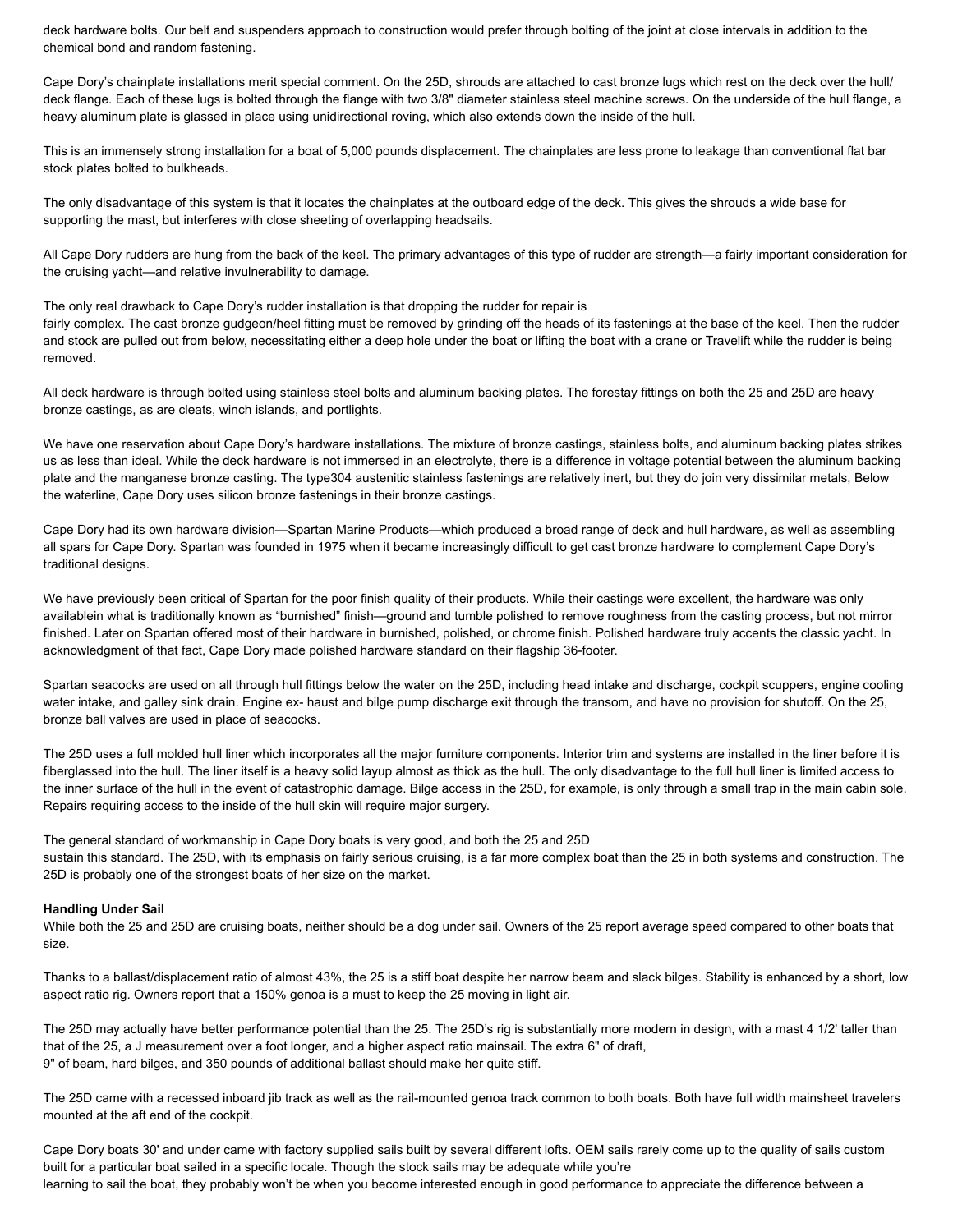deck hardware bolts. Our belt and suspenders approach to construction would prefer through bolting of the joint at close intervals in addition to the chemical bond and random fastening.

Cape Dory's chainplate installations merit special comment. On the 25D, shrouds are attached to cast bronze lugs which rest on the deck over the hull/ deck flange. Each of these lugs is bolted through the flange with two 3/8" diameter stainless steel machine screws. On the underside of the hull flange, a heavy aluminum plate is glassed in place using unidirectional roving, which also extends down the inside of the hull.

This is an immensely strong installation for a boat of 5,000 pounds displacement. The chainplates are less prone to leakage than conventional flat bar stock plates bolted to bulkheads.

The only disadvantage of this system is that it locates the chainplates at the outboard edge of the deck. This gives the shrouds a wide base for supporting the mast, but interferes with close sheeting of overlapping headsails.

All Cape Dory rudders are hung from the back of the keel. The primary advantages of this type of rudder are strength—a fairly important consideration for the cruising yacht—and relative invulnerability to damage.

The only real drawback to Cape Dory's rudder installation is that dropping the rudder for repair is fairly complex. The cast bronze gudgeon/heel fitting must be removed by grinding off the heads of its fastenings at the base of the keel. Then the rudder and stock are pulled out from below, necessitating either a deep hole under the boat or lifting the boat with a crane or Travelift while the rudder is being removed.

All deck hardware is through bolted using stainless steel bolts and aluminum backing plates. The forestay fittings on both the 25 and 25D are heavy bronze castings, as are cleats, winch islands, and portlights.

We have one reservation about Cape Dory's hardware installations. The mixture of bronze castings, stainless bolts, and aluminum backing plates strikes us as less than ideal. While the deck hardware is not immersed in an electrolyte, there is a difference in voltage potential between the aluminum backing plate and the manganese bronze casting. The type304 austenitic stainless fastenings are relatively inert, but they do join very dissimilar metals, Below the waterline, Cape Dory uses silicon bronze fastenings in their bronze castings.

Cape Dory had its own hardware division—Spartan Marine Products—which produced a broad range of deck and hull hardware, as well as assembling all spars for Cape Dory. Spartan was founded in 1975 when it became increasingly difficult to get cast bronze hardware to complement Cape Dory's traditional designs.

We have previously been critical of Spartan for the poor finish quality of their products. While their castings were excellent, the hardware was only availablein what is traditionally known as "burnished" finish—ground and tumble polished to remove roughness from the casting process, but not mirror finished. Later on Spartan offered most of their hardware in burnished, polished, or chrome finish. Polished hardware truly accents the classic yacht. In acknowledgment of that fact, Cape Dory made polished hardware standard on their flagship 36-footer.

Spartan seacocks are used on all through hull fittings below the water on the 25D, including head intake and discharge, cockpit scuppers, engine cooling water intake, and galley sink drain. Engine ex- haust and bilge pump discharge exit through the transom, and have no provision for shutoff. On the 25, bronze ball valves are used in place of seacocks.

The 25D uses a full molded hull liner which incorporates all the major furniture components. Interior trim and systems are installed in the liner before it is fiberglassed into the hull. The liner itself is a heavy solid layup almost as thick as the hull. The only disadvantage to the full hull liner is limited access to the inner surface of the hull in the event of catastrophic damage. Bilge access in the 25D, for example, is only through a small trap in the main cabin sole. Repairs requiring access to the inside of the hull skin will require major surgery.

The general standard of workmanship in Cape Dory boats is very good, and both the 25 and 25D sustain this standard. The 25D, with its emphasis on fairly serious cruising, is a far more complex boat than the 25 in both systems and construction. The 25D is probably one of the strongest boats of her size on the market.

**Handling Under Sail**

While both the 25 and 25D are cruising boats, neither should be a dog under sail. Owners of the 25 report average speed compared to other boats that size.

Thanks to a ballast/displacement ratio of almost 43%, the 25 is a stiff boat despite her narrow beam and slack bilges. Stability is enhanced by a short, low aspect ratio rig. Owners report that a 150% genoa is a must to keep the 25 moving in light air.

The 25D may actually have better performance potential than the 25. The 25D's rig is substantially more modern in design, with a mast 4 1/2' taller than that of the 25, a J measurement over a foot longer, and a higher aspect ratio mainsail. The extra 6" of draft, 9" of beam, hard bilges, and 350 pounds of additional ballast should make her quite stiff.

The 25D came with a recessed inboard jib track as well as the rail-mounted genoa track common to both boats. Both have full width mainsheet travelers mounted at the aft end of the cockpit.

Cape Dory boats 30' and under came with factory supplied sails built by several different lofts. OEM sails rarely come up to the quality of sails custom built for a particular boat sailed in a specific locale. Though the stock sails may be adequate while you're learning to sail the boat, they probably won't be when you become interested enough in good performance to appreciate the difference between a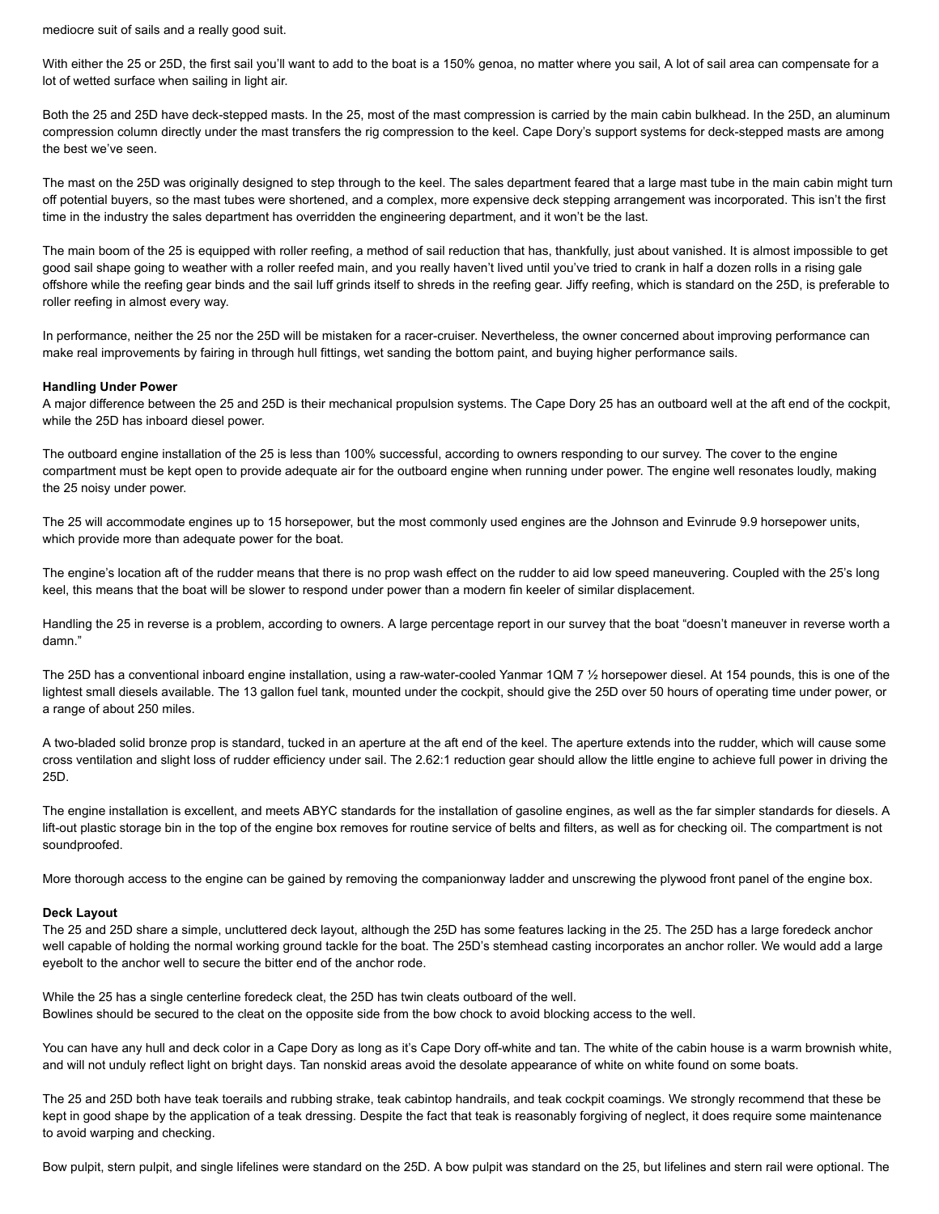mediocre suit of sails and a really good suit.

With either the 25 or 25D, the first sail you'll want to add to the boat is a 150% genoa, no matter where you sail, A lot of sail area can compensate for a lot of wetted surface when sailing in light air.

Both the 25 and 25D have deck-stepped masts. In the 25, most of the mast compression is carried by the main cabin bulkhead. In the 25D, an aluminum compression column directly under the mast transfers the rig compression to the keel. Cape Dory's support systems for deck-stepped masts are among the best we've seen.

The mast on the 25D was originally designed to step through to the keel. The sales department feared that a large mast tube in the main cabin might turn off potential buyers, so the mast tubes were shortened, and a complex, more expensive deck stepping arrangement was incorporated. This isn't the first time in the industry the sales department has overridden the engineering department, and it won't be the last.

The main boom of the 25 is equipped with roller reefing, a method of sail reduction that has, thankfully, just about vanished. It is almost impossible to get good sail shape going to weather with a roller reefed main, and you really haven't lived until you've tried to crank in half a dozen rolls in a rising gale offshore while the reefing gear binds and the sail luff grinds itself to shreds in the reefing gear. Jiffy reefing, which is standard on the 25D, is preferable to roller reefing in almost every way.

In performance, neither the 25 nor the 25D will be mistaken for a racer-cruiser. Nevertheless, the owner concerned about improving performance can make real improvements by fairing in through hull fittings, wet sanding the bottom paint, and buying higher performance sails.

**Handling Under Power**

A major difference between the 25 and 25D is their mechanical propulsion systems. The Cape Dory 25 has an outboard well at the aft end of the cockpit, while the 25D has inboard diesel power.

The outboard engine installation of the 25 is less than 100% successful, according to owners responding to our survey. The cover to the engine compartment must be kept open to provide adequate air for the outboard engine when running under power. The engine well resonates loudly, making the 25 noisy under power.

The 25 will accommodate engines up to 15 horsepower, but the most commonly used engines are the Johnson and Evinrude 9.9 horsepower units, which provide more than adequate power for the boat.

The engine's location aft of the rudder means that there is no prop wash effect on the rudder to aid low speed maneuvering. Coupled with the 25's long keel, this means that the boat will be slower to respond under power than a modern fin keeler of similar displacement.

Handling the 25 in reverse is a problem, according to owners. A large percentage report in our survey that the boat "doesn't maneuver in reverse worth a damn."

The 25D has a conventional inboard engine installation, using a raw-water-cooled Yanmar 1QM 7 ½ horsepower diesel. At 154 pounds, this is one of the lightest small diesels available. The 13 gallon fuel tank, mounted under the cockpit, should give the 25D over 50 hours of operating time under power, or a range of about 250 miles.

A two-bladed solid bronze prop is standard, tucked in an aperture at the aft end of the keel. The aperture extends into the rudder, which will cause some cross ventilation and slight loss of rudder efficiency under sail. The 2.62:1 reduction gear should allow the little engine to achieve full power in driving the 25D.

The engine installation is excellent, and meets ABYC standards for the installation of gasoline engines, as well as the far simpler standards for diesels. A lift-out plastic storage bin in the top of the engine box removes for routine service of belts and filters, as well as for checking oil. The compartment is not soundproofed.

More thorough access to the engine can be gained by removing the companionway ladder and unscrewing the plywood front panel of the engine box.

**Deck Layout**

The 25 and 25D share a simple, uncluttered deck layout, although the 25D has some features lacking in the 25. The 25D has a large foredeck anchor well capable of holding the normal working ground tackle for the boat. The 25D's stemhead casting incorporates an anchor roller. We would add a large eyebolt to the anchor well to secure the bitter end of the anchor rode.

While the 25 has a single centerline foredeck cleat, the 25D has twin cleats outboard of the well.
Bowlines should be secured to the cleat on the opposite side from the bow chock to avoid blocking access to the well.

You can have any hull and deck color in a Cape Dory as long as it's Cape Dory off-white and tan. The white of the cabin house is a warm brownish white, and will not unduly reflect light on bright days. Tan nonskid areas avoid the desolate appearance of white on white found on some boats.

The 25 and 25D both have teak toerails and rubbing strake, teak cabintop handrails, and teak cockpit coamings. We strongly recommend that these be kept in good shape by the application of a teak dressing. Despite the fact that teak is reasonably forgiving of neglect, it does require some maintenance to avoid warping and checking.

Bow pulpit, stern pulpit, and single lifelines were standard on the 25D. A bow pulpit was standard on the 25, but lifelines and stern rail were optional. The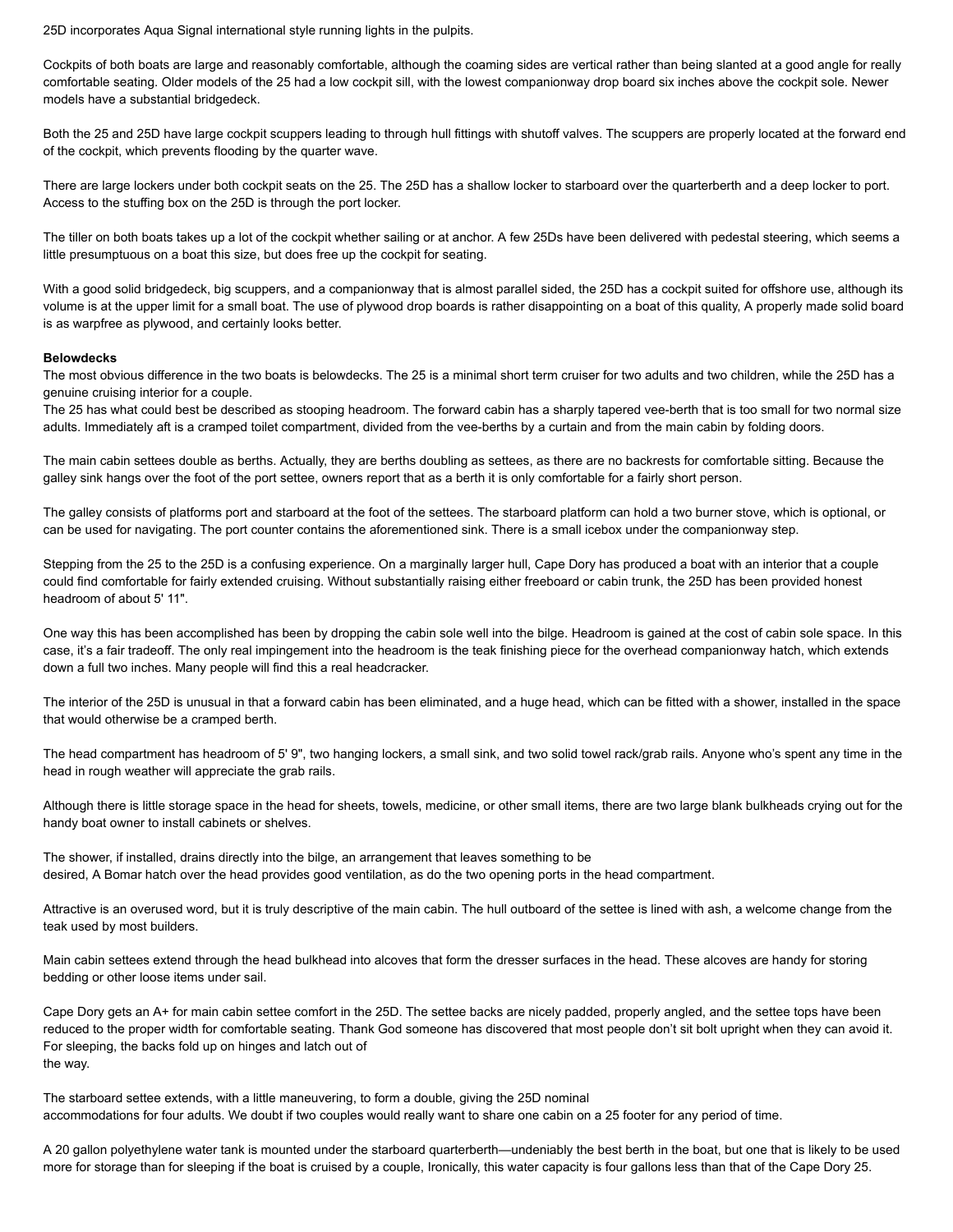25D incorporates Aqua Signal international style running lights in the pulpits.

Cockpits of both boats are large and reasonably comfortable, although the coaming sides are vertical rather than being slanted at a good angle for really comfortable seating. Older models of the 25 had a low cockpit sill, with the lowest companionway drop board six inches above the cockpit sole. Newer models have a substantial bridgedeck.

Both the 25 and 25D have large cockpit scuppers leading to through hull fittings with shutoff valves. The scuppers are properly located at the forward end of the cockpit, which prevents flooding by the quarter wave.

There are large lockers under both cockpit seats on the 25. The 25D has a shallow locker to starboard over the quarterberth and a deep locker to port. Access to the stuffing box on the 25D is through the port locker.

The tiller on both boats takes up a lot of the cockpit whether sailing or at anchor. A few 25Ds have been delivered with pedestal steering, which seems a little presumptuous on a boat this size, but does free up the cockpit for seating.

With a good solid bridgedeck, big scuppers, and a companionway that is almost parallel sided, the 25D has a cockpit suited for offshore use, although its volume is at the upper limit for a small boat. The use of plywood drop boards is rather disappointing on a boat of this quality, A properly made solid board is as warpfree as plywood, and certainly looks better.

**Belowdecks**

The most obvious difference in the two boats is belowdecks. The 25 is a minimal short term cruiser for two adults and two children, while the 25D has a genuine cruising interior for a couple.

The 25 has what could best be described as stooping headroom. The forward cabin has a sharply tapered vee-berth that is too small for two normal size adults. Immediately aft is a cramped toilet compartment, divided from the vee-berths by a curtain and from the main cabin by folding doors.

The main cabin settees double as berths. Actually, they are berths doubling as settees, as there are no backrests for comfortable sitting. Because the galley sink hangs over the foot of the port settee, owners report that as a berth it is only comfortable for a fairly short person.

The galley consists of platforms port and starboard at the foot of the settees. The starboard platform can hold a two burner stove, which is optional, or can be used for navigating. The port counter contains the aforementioned sink. There is a small icebox under the companionway step.

Stepping from the 25 to the 25D is a confusing experience. On a marginally larger hull, Cape Dory has produced a boat with an interior that a couple could find comfortable for fairly extended cruising. Without substantially raising either freeboard or cabin trunk, the 25D has been provided honest headroom of about 5' 11".

One way this has been accomplished has been by dropping the cabin sole well into the bilge. Headroom is gained at the cost of cabin sole space. In this case, it's a fair tradeoff. The only real impingement into the headroom is the teak finishing piece for the overhead companionway hatch, which extends down a full two inches. Many people will find this a real headcracker.

The interior of the 25D is unusual in that a forward cabin has been eliminated, and a huge head, which can be fitted with a shower, installed in the space that would otherwise be a cramped berth.

The head compartment has headroom of 5' 9", two hanging lockers, a small sink, and two solid towel rack/grab rails. Anyone who's spent any time in the head in rough weather will appreciate the grab rails.

Although there is little storage space in the head for sheets, towels, medicine, or other small items, there are two large blank bulkheads crying out for the handy boat owner to install cabinets or shelves.

The shower, if installed, drains directly into the bilge, an arrangement that leaves something to be desired, A Bomar hatch over the head provides good ventilation, as do the two opening ports in the head compartment.

Attractive is an overused word, but it is truly descriptive of the main cabin. The hull outboard of the settee is lined with ash, a welcome change from the teak used by most builders.

Main cabin settees extend through the head bulkhead into alcoves that form the dresser surfaces in the head. These alcoves are handy for storing bedding or other loose items under sail.

Cape Dory gets an A+ for main cabin settee comfort in the 25D. The settee backs are nicely padded, properly angled, and the settee tops have been reduced to the proper width for comfortable seating. Thank God someone has discovered that most people don't sit bolt upright when they can avoid it. For sleeping, the backs fold up on hinges and latch out of the way.

The starboard settee extends, with a little maneuvering, to form a double, giving the 25D nominal accommodations for four adults. We doubt if two couples would really want to share one cabin on a 25 footer for any period of time.

A 20 gallon polyethylene water tank is mounted under the starboard quarterberth—undeniably the best berth in the boat, but one that is likely to be used more for storage than for sleeping if the boat is cruised by a couple, Ironically, this water capacity is four gallons less than that of the Cape Dory 25.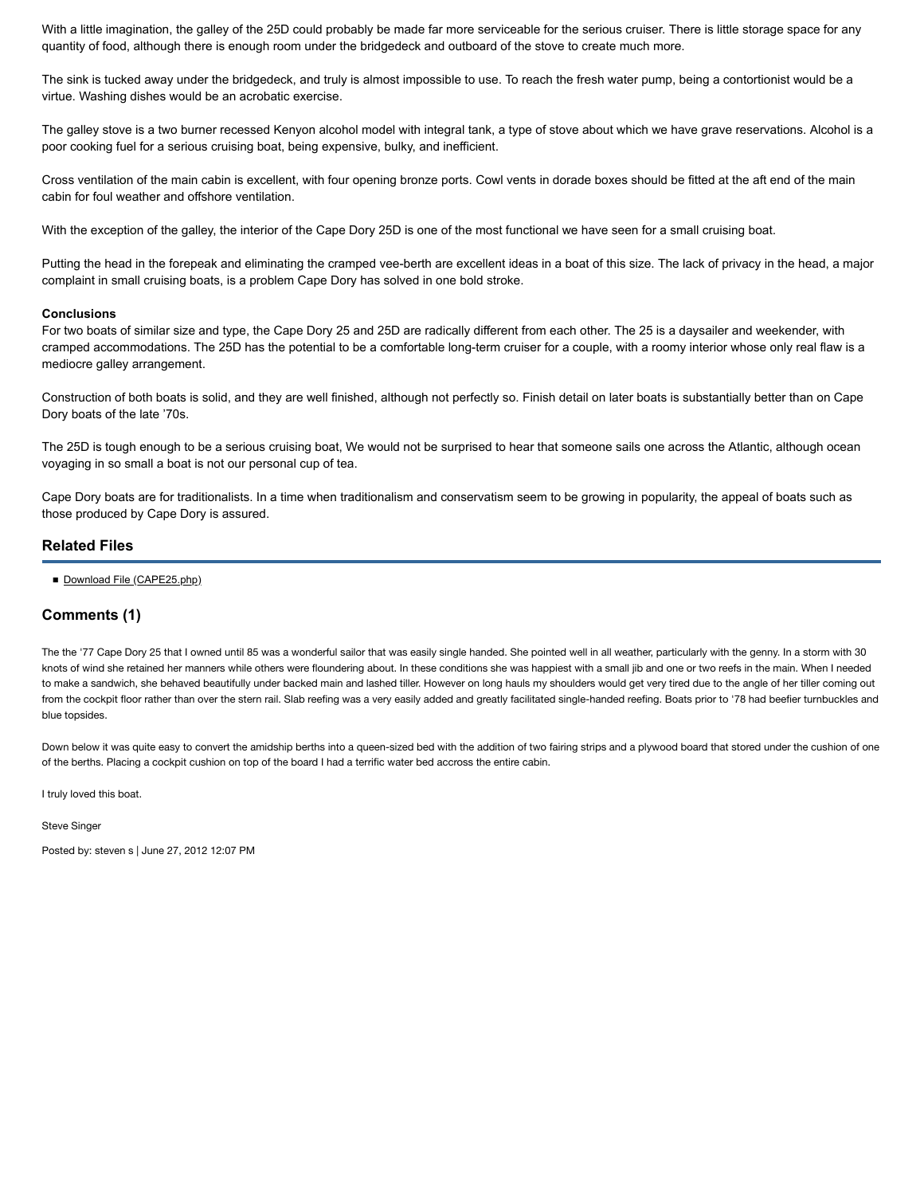With a little imagination, the galley of the 25D could probably be made far more serviceable for the serious cruiser. There is little storage space for any quantity of food, although there is enough room under the bridgedeck and outboard of the stove to create much more.

The sink is tucked away under the bridgedeck, and truly is almost impossible to use. To reach the fresh water pump, being a contortionist would be a virtue. Washing dishes would be an acrobatic exercise.

The galley stove is a two burner recessed Kenyon alcohol model with integral tank, a type of stove about which we have grave reservations. Alcohol is a poor cooking fuel for a serious cruising boat, being expensive, bulky, and inefficient.

Cross ventilation of the main cabin is excellent, with four opening bronze ports. Cowl vents in dorade boxes should be fitted at the aft end of the main cabin for foul weather and offshore ventilation.

With the exception of the galley, the interior of the Cape Dory 25D is one of the most functional we have seen for a small cruising boat.

Putting the head in the forepeak and eliminating the cramped vee-berth are excellent ideas in a boat of this size. The lack of privacy in the head, a major complaint in small cruising boats, is a problem Cape Dory has solved in one bold stroke.

**Conclusions**
For two boats of similar size and type, the Cape Dory 25 and 25D are radically different from each other. The 25 is a daysailer and weekender, with cramped accommodations. The 25D has the potential to be a comfortable long-term cruiser for a couple, with a roomy interior whose only real flaw is a mediocre galley arrangement.

Construction of both boats is solid, and they are well finished, although not perfectly so. Finish detail on later boats is substantially better than on Cape Dory boats of the late ’70s.

The 25D is tough enough to be a serious cruising boat, We would not be surprised to hear that someone sails one across the Atlantic, although ocean voyaging in so small a boat is not our personal cup of tea.

Cape Dory boats are for traditionalists. In a time when traditionalism and conservatism seem to be growing in popularity, the appeal of boats such as those produced by Cape Dory is assured.

## Related Files

- Download File (CAPE25.php)

## Comments (1)

The the ‘77 Cape Dory 25 that I owned until 85 was a wonderful sailor that was easily single handed. She pointed well in all weather, particularly with the genny. In a storm with 30 knots of wind she retained her manners while others were floundering about. In these conditions she was happiest with a small jib and one or two reefs in the main. When I needed to make a sandwich, she behaved beautifully under backed main and lashed tiller. However on long hauls my shoulders would get very tired due to the angle of her tiller coming out from the cockpit floor rather than over the stern rail. Slab reefing was a very easily added and greatly facilitated single-handed reefing. Boats prior to ‘78 had beefier turnbuckles and blue topsides.

Down below it was quite easy to convert the amidship berths into a queen-sized bed with the addition of two fairing strips and a plywood board that stored under the cushion of one of the berths. Placing a cockpit cushion on top of the board I had a terrific water bed accross the entire cabin.

I truly loved this boat.

Steve Singer

Posted by: steven s | June 27, 2012 12:07 PM